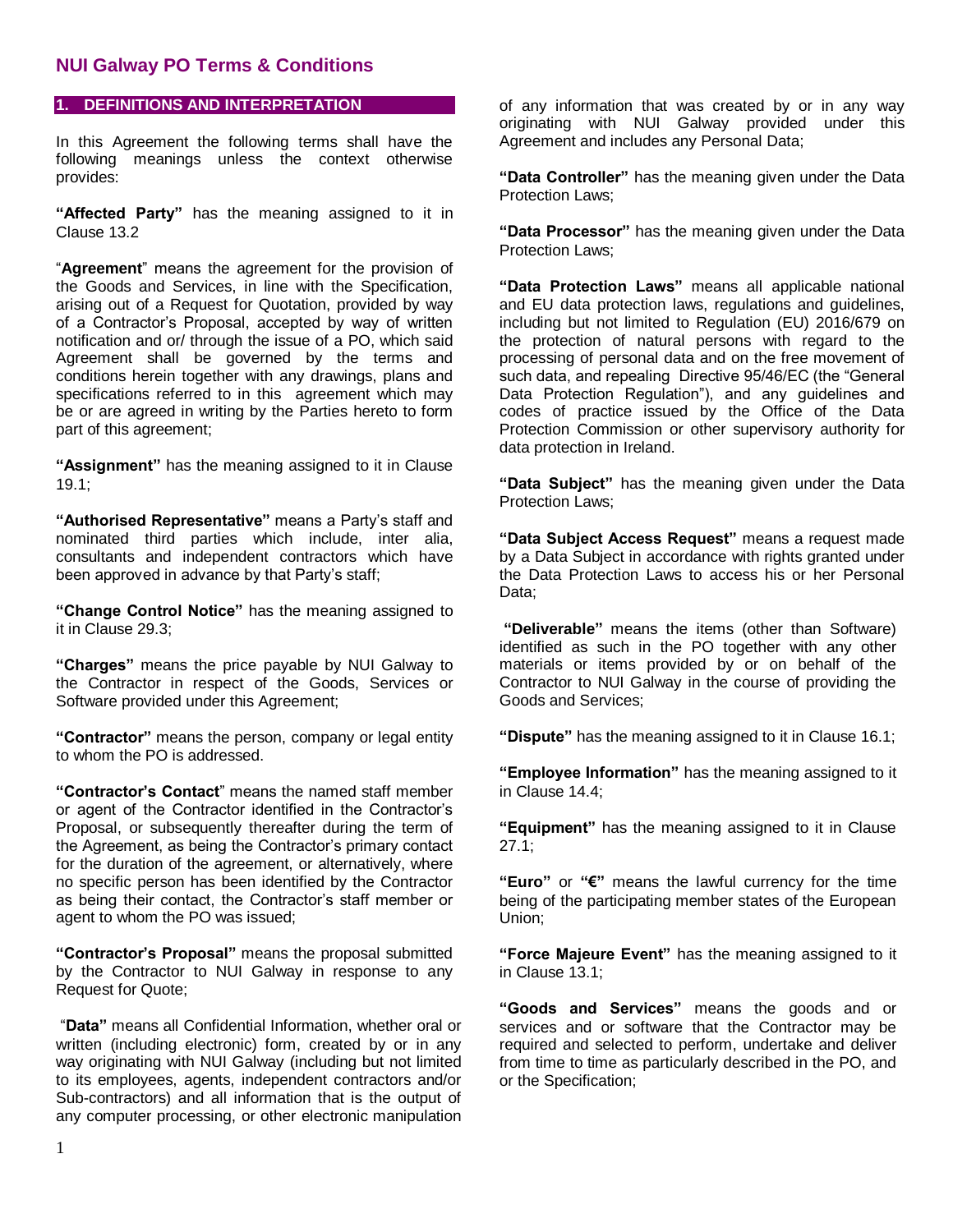# NUI Galway PO Terms & Conditions

## 1. DEFINITIONS AND INTERPRETATION

In this Agreement the following terms shall have the following meanings unless the context otherwise provides:

**"Affected Party"** has the meaning assigned to it in Clause 13.2

"**Agreement**" means the agreement for the provision of the Goods and Services, in line with the Specification, arising out of a Request for Quotation, provided by way of a Contractor's Proposal, accepted by way of written notification and or/ through the issue of a PO, which said Agreement shall be governed by the terms and conditions herein together with any drawings, plans and specifications referred to in this agreement which may be or are agreed in writing by the Parties hereto to form part of this agreement;

**"Assignment"** has the meaning assigned to it in Clause 19.1;

**"Authorised Representative"** means a Party's staff and nominated third parties which include, inter alia, consultants and independent contractors which have been approved in advance by that Party's staff;

**"Change Control Notice"** has the meaning assigned to it in Clause 29.3;

**"Charges"** means the price payable by NUI Galway to the Contractor in respect of the Goods, Services or Software provided under this Agreement;

**"Contractor"** means the person, company or legal entity to whom the PO is addressed.

**"Contractor's Contact**" means the named staff member or agent of the Contractor identified in the Contractor's Proposal, or subsequently thereafter during the term of the Agreement, as being the Contractor's primary contact for the duration of the agreement, or alternatively, where no specific person has been identified by the Contractor as being their contact, the Contractor's staff member or agent to whom the PO was issued;

**"Contractor's Proposal"** means the proposal submitted by the Contractor to NUI Galway in response to any Request for Quote;

"**Data**" means all Confidential Information, whether oral or written (including electronic) form, created by or in any way originating with NUI Galway (including but not limited to its employees, agents, independent contractors and/or Sub-contractors) and all information that is the output of any computer processing, or other electronic manipulation of any information that was created by or in any way originating with NUI Galway provided under this Agreement and includes any Personal Data;

**"Data Controller"** has the meaning given under the Data Protection Laws;

**"Data Processor"** has the meaning given under the Data Protection Laws;

**"Data Protection Laws"** means all applicable national and EU data protection laws, regulations and guidelines, including but not limited to Regulation (EU) 2016/679 on the protection of natural persons with regard to the processing of personal data and on the free movement of such data, and repealing Directive 95/46/EC (the "General Data Protection Regulation"), and any guidelines and codes of practice issued by the Office of the Data Protection Commission or other supervisory authority for data protection in Ireland.

**"Data Subject"** has the meaning given under the Data Protection Laws;

**"Data Subject Access Request"** means a request made by a Data Subject in accordance with rights granted under the Data Protection Laws to access his or her Personal Data;

**"Deliverable"** means the items (other than Software) identified as such in the PO together with any other materials or items provided by or on behalf of the Contractor to NUI Galway in the course of providing the Goods and Services;

**"Dispute"** has the meaning assigned to it in Clause 16.1;

**"Employee Information"** has the meaning assigned to it in Clause 14.4;

**"Equipment"** has the meaning assigned to it in Clause 27.1;

**"Euro"** or **"€"** means the lawful currency for the time being of the participating member states of the European Union;

**"Force Majeure Event"** has the meaning assigned to it in Clause 13.1;

**"Goods and Services"** means the goods and or services and or software that the Contractor may be required and selected to perform, undertake and deliver from time to time as particularly described in the PO, and or the Specification;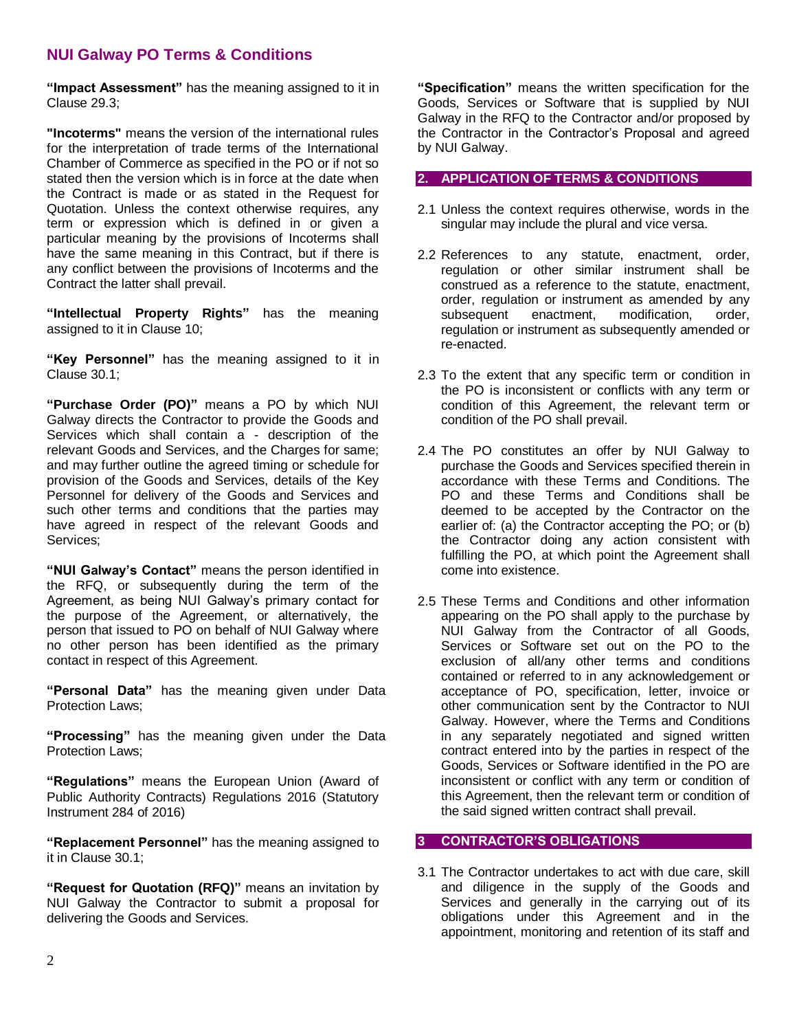**"Impact Assessment"** has the meaning assigned to it in Clause 29.3;

**"Incoterms"** means the version of the international rules for the interpretation of trade terms of the International Chamber of Commerce as specified in the PO or if not so stated then the version which is in force at the date when the Contract is made or as stated in the Request for Quotation. Unless the context otherwise requires, any term or expression which is defined in or given a particular meaning by the provisions of Incoterms shall have the same meaning in this Contract, but if there is any conflict between the provisions of Incoterms and the Contract the latter shall prevail.

**"Intellectual Property Rights"** has the meaning assigned to it in Clause 10;

**"Key Personnel"** has the meaning assigned to it in Clause 30.1;

**"Purchase Order (PO)"** means a PO by which NUI Galway directs the Contractor to provide the Goods and Services which shall contain a - description of the relevant Goods and Services, and the Charges for same; and may further outline the agreed timing or schedule for provision of the Goods and Services, details of the Key Personnel for delivery of the Goods and Services and such other terms and conditions that the parties may have agreed in respect of the relevant Goods and Services;

**"NUI Galway's Contact"** means the person identified in the RFQ, or subsequently during the term of the Agreement, as being NUI Galway's primary contact for the purpose of the Agreement, or alternatively, the person that issued to PO on behalf of NUI Galway where no other person has been identified as the primary contact in respect of this Agreement.

**"Personal Data"** has the meaning given under Data Protection Laws;

**"Processing"** has the meaning given under the Data Protection Laws;

**"Regulations"** means the European Union (Award of Public Authority Contracts) Regulations 2016 (Statutory Instrument 284 of 2016)

**"Replacement Personnel"** has the meaning assigned to it in Clause 30.1;

**"Request for Quotation (RFQ)"** means an invitation by NUI Galway the Contractor to submit a proposal for delivering the Goods and Services.

**"Specification"** means the written specification for the Goods, Services or Software that is supplied by NUI Galway in the RFQ to the Contractor and/or proposed by the Contractor in the Contractor's Proposal and agreed by NUI Galway.

## 2. APPLICATION OF TERMS & CONDITIONS

2.1 Unless the context requires otherwise, words in the singular may include the plural and vice versa.

2.2 References to any statute, enactment, order, regulation or other similar instrument shall be construed as a reference to the statute, enactment, order, regulation or instrument as amended by any subsequent enactment, modification, order, regulation or instrument as subsequently amended or re-enacted.

2.3 To the extent that any specific term or condition in the PO is inconsistent or conflicts with any term or condition of this Agreement, the relevant term or condition of the PO shall prevail.

2.4 The PO constitutes an offer by NUI Galway to purchase the Goods and Services specified therein in accordance with these Terms and Conditions. The PO and these Terms and Conditions shall be deemed to be accepted by the Contractor on the earlier of: (a) the Contractor accepting the PO; or (b) the Contractor doing any action consistent with fulfilling the PO, at which point the Agreement shall come into existence.

2.5 These Terms and Conditions and other information appearing on the PO shall apply to the purchase by NUI Galway from the Contractor of all Goods, Services or Software set out on the PO to the exclusion of all/any other terms and conditions contained or referred to in any acknowledgement or acceptance of PO, specification, letter, invoice or other communication sent by the Contractor to NUI Galway. However, where the Terms and Conditions in any separately negotiated and signed written contract entered into by the parties in respect of the Goods, Services or Software identified in the PO are inconsistent or conflict with any term or condition of this Agreement, then the relevant term or condition of the said signed written contract shall prevail.

## 3 CONTRACTOR'S OBLIGATIONS

3.1 The Contractor undertakes to act with due care, skill and diligence in the supply of the Goods and Services and generally in the carrying out of its obligations under this Agreement and in the appointment, monitoring and retention of its staff and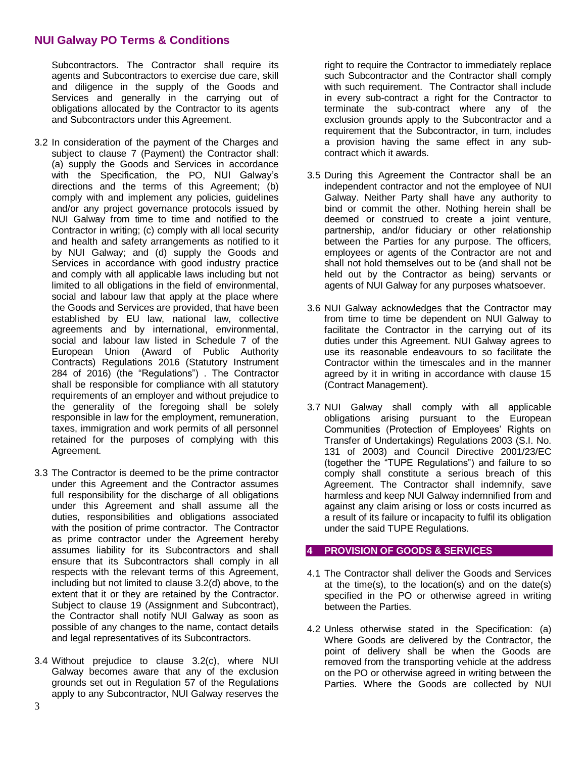Subcontractors. The Contractor shall require its agents and Subcontractors to exercise due care, skill and diligence in the supply of the Goods and Services and generally in the carrying out of obligations allocated by the Contractor to its agents and Subcontractors under this Agreement.

3.2 In consideration of the payment of the Charges and subject to clause 7 (Payment) the Contractor shall: (a) supply the Goods and Services in accordance with the Specification, the PO, NUI Galway's directions and the terms of this Agreement; (b) comply with and implement any policies, guidelines and/or any project governance protocols issued by NUI Galway from time to time and notified to the Contractor in writing; (c) comply with all local security and health and safety arrangements as notified to it by NUI Galway; and (d) supply the Goods and Services in accordance with good industry practice and comply with all applicable laws including but not limited to all obligations in the field of environmental, social and labour law that apply at the place where the Goods and Services are provided, that have been established by EU law, national law, collective agreements and by international, environmental, social and labour law listed in Schedule 7 of the European Union (Award of Public Authority Contracts) Regulations 2016 (Statutory Instrument 284 of 2016) (the "Regulations") . The Contractor shall be responsible for compliance with all statutory requirements of an employer and without prejudice to the generality of the foregoing shall be solely responsible in law for the employment, remuneration, taxes, immigration and work permits of all personnel retained for the purposes of complying with this Agreement.

3.3 The Contractor is deemed to be the prime contractor under this Agreement and the Contractor assumes full responsibility for the discharge of all obligations under this Agreement and shall assume all the duties, responsibilities and obligations associated with the position of prime contractor. The Contractor as prime contractor under the Agreement hereby assumes liability for its Subcontractors and shall ensure that its Subcontractors shall comply in all respects with the relevant terms of this Agreement, including but not limited to clause 3.2(d) above, to the extent that it or they are retained by the Contractor. Subject to clause 19 (Assignment and Subcontract), the Contractor shall notify NUI Galway as soon as possible of any changes to the name, contact details and legal representatives of its Subcontractors.

3.4 Without prejudice to clause 3.2(c), where NUI Galway becomes aware that any of the exclusion grounds set out in Regulation 57 of the Regulations apply to any Subcontractor, NUI Galway reserves the right to require the Contractor to immediately replace such Subcontractor and the Contractor shall comply with such requirement. The Contractor shall include in every sub-contract a right for the Contractor to terminate the sub-contract where any of the exclusion grounds apply to the Subcontractor and a requirement that the Subcontractor, in turn, includes a provision having the same effect in any sub-contract which it awards.

3.5 During this Agreement the Contractor shall be an independent contractor and not the employee of NUI Galway. Neither Party shall have any authority to bind or commit the other. Nothing herein shall be deemed or construed to create a joint venture, partnership, and/or fiduciary or other relationship between the Parties for any purpose. The officers, employees or agents of the Contractor are not and shall not hold themselves out to be (and shall not be held out by the Contractor as being) servants or agents of NUI Galway for any purposes whatsoever.

3.6 NUI Galway acknowledges that the Contractor may from time to time be dependent on NUI Galway to facilitate the Contractor in the carrying out of its duties under this Agreement. NUI Galway agrees to use its reasonable endeavours to so facilitate the Contractor within the timescales and in the manner agreed by it in writing in accordance with clause 15 (Contract Management).

3.7 NUI Galway shall comply with all applicable obligations arising pursuant to the European Communities (Protection of Employees' Rights on Transfer of Undertakings) Regulations 2003 (S.I. No. 131 of 2003) and Council Directive 2001/23/EC (together the "TUPE Regulations") and failure to so comply shall constitute a serious breach of this Agreement. The Contractor shall indemnify, save harmless and keep NUI Galway indemnified from and against any claim arising or loss or costs incurred as a result of its failure or incapacity to fulfil its obligation under the said TUPE Regulations.

## 4 PROVISION OF GOODS & SERVICES

4.1 The Contractor shall deliver the Goods and Services at the time(s), to the location(s) and on the date(s) specified in the PO or otherwise agreed in writing between the Parties.

4.2 Unless otherwise stated in the Specification: (a) Where Goods are delivered by the Contractor, the point of delivery shall be when the Goods are removed from the transporting vehicle at the address on the PO or otherwise agreed in writing between the Parties. Where the Goods are collected by NUI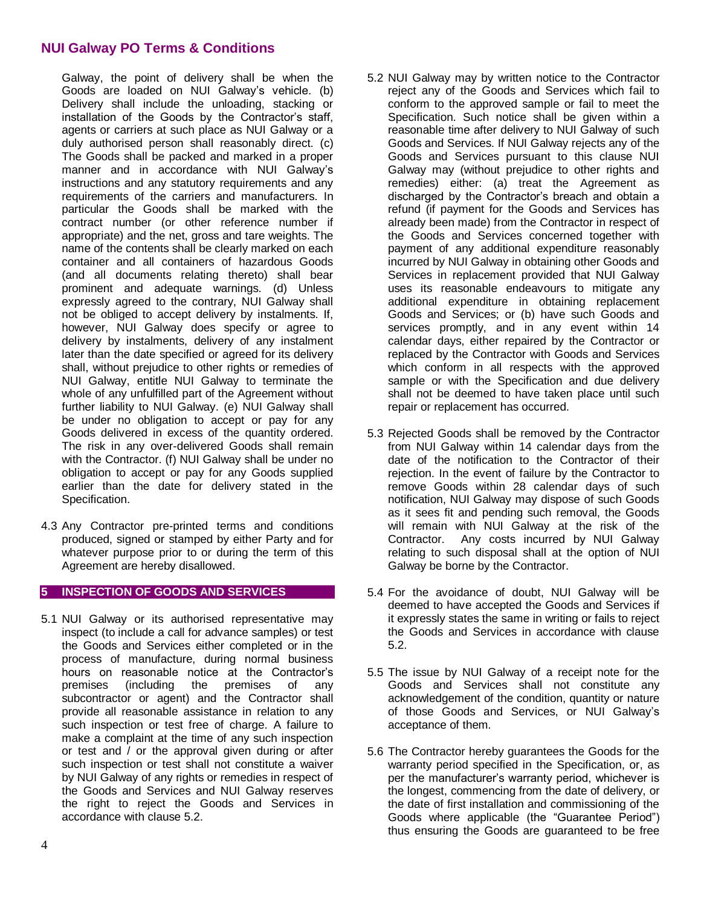Galway, the point of delivery shall be when the Goods are loaded on NUI Galway's vehicle. (b) Delivery shall include the unloading, stacking or installation of the Goods by the Contractor's staff, agents or carriers at such place as NUI Galway or a duly authorised person shall reasonably direct. (c) The Goods shall be packed and marked in a proper manner and in accordance with NUI Galway's instructions and any statutory requirements and any requirements of the carriers and manufacturers. In particular the Goods shall be marked with the contract number (or other reference number if appropriate) and the net, gross and tare weights. The name of the contents shall be clearly marked on each container and all containers of hazardous Goods (and all documents relating thereto) shall bear prominent and adequate warnings. (d) Unless expressly agreed to the contrary, NUI Galway shall not be obliged to accept delivery by instalments. If, however, NUI Galway does specify or agree to delivery by instalments, delivery of any instalment later than the date specified or agreed for its delivery shall, without prejudice to other rights or remedies of NUI Galway, entitle NUI Galway to terminate the whole of any unfulfilled part of the Agreement without further liability to NUI Galway. (e) NUI Galway shall be under no obligation to accept or pay for any Goods delivered in excess of the quantity ordered. The risk in any over-delivered Goods shall remain with the Contractor. (f) NUI Galway shall be under no obligation to accept or pay for any Goods supplied earlier than the date for delivery stated in the Specification.

4.3 Any Contractor pre-printed terms and conditions produced, signed or stamped by either Party and for whatever purpose prior to or during the term of this Agreement are hereby disallowed.

## 5 INSPECTION OF GOODS AND SERVICES

5.1 NUI Galway or its authorised representative may inspect (to include a call for advance samples) or test the Goods and Services either completed or in the process of manufacture, during normal business hours on reasonable notice at the Contractor's premises (including the premises of any subcontractor or agent) and the Contractor shall provide all reasonable assistance in relation to any such inspection or test free of charge. A failure to make a complaint at the time of any such inspection or test and / or the approval given during or after such inspection or test shall not constitute a waiver by NUI Galway of any rights or remedies in respect of the Goods and Services and NUI Galway reserves the right to reject the Goods and Services in accordance with clause 5.2.

5.2 NUI Galway may by written notice to the Contractor reject any of the Goods and Services which fail to conform to the approved sample or fail to meet the Specification. Such notice shall be given within a reasonable time after delivery to NUI Galway of such Goods and Services. If NUI Galway rejects any of the Goods and Services pursuant to this clause NUI Galway may (without prejudice to other rights and remedies) either: (a) treat the Agreement as discharged by the Contractor's breach and obtain a refund (if payment for the Goods and Services has already been made) from the Contractor in respect of the Goods and Services concerned together with payment of any additional expenditure reasonably incurred by NUI Galway in obtaining other Goods and Services in replacement provided that NUI Galway uses its reasonable endeavours to mitigate any additional expenditure in obtaining replacement Goods and Services; or (b) have such Goods and services promptly, and in any event within 14 calendar days, either repaired by the Contractor or replaced by the Contractor with Goods and Services which conform in all respects with the approved sample or with the Specification and due delivery shall not be deemed to have taken place until such repair or replacement has occurred.

5.3 Rejected Goods shall be removed by the Contractor from NUI Galway within 14 calendar days from the date of the notification to the Contractor of their rejection. In the event of failure by the Contractor to remove Goods within 28 calendar days of such notification, NUI Galway may dispose of such Goods as it sees fit and pending such removal, the Goods will remain with NUI Galway at the risk of the Contractor. Any costs incurred by NUI Galway relating to such disposal shall at the option of NUI Galway be borne by the Contractor.

5.4 For the avoidance of doubt, NUI Galway will be deemed to have accepted the Goods and Services if it expressly states the same in writing or fails to reject the Goods and Services in accordance with clause 5.2.

5.5 The issue by NUI Galway of a receipt note for the Goods and Services shall not constitute any acknowledgement of the condition, quantity or nature of those Goods and Services, or NUI Galway's acceptance of them.

5.6 The Contractor hereby guarantees the Goods for the warranty period specified in the Specification, or, as per the manufacturer's warranty period, whichever is the longest, commencing from the date of delivery, or the date of first installation and commissioning of the Goods where applicable (the "Guarantee Period") thus ensuring the Goods are guaranteed to be free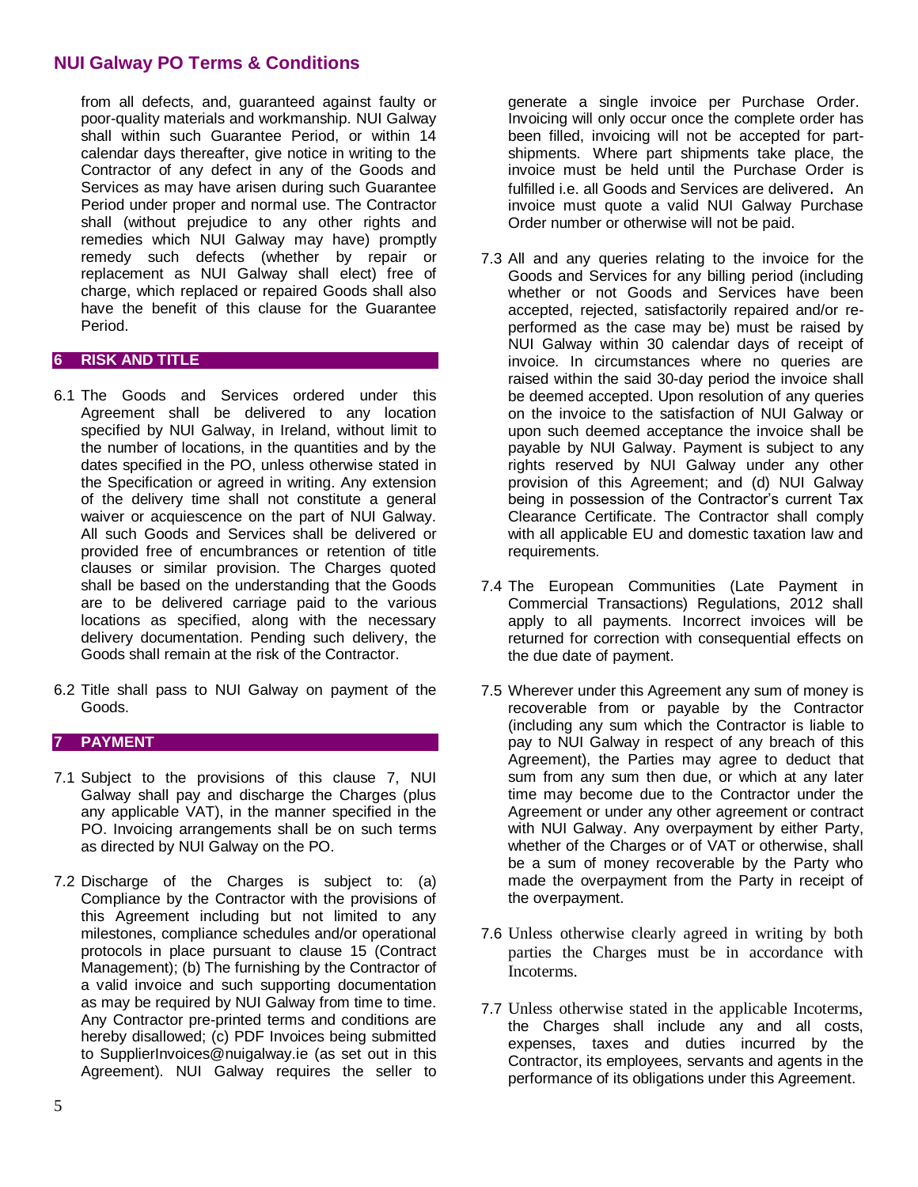from all defects, and, guaranteed against faulty or poor-quality materials and workmanship. NUI Galway shall within such Guarantee Period, or within 14 calendar days thereafter, give notice in writing to the Contractor of any defect in any of the Goods and Services as may have arisen during such Guarantee Period under proper and normal use. The Contractor shall (without prejudice to any other rights and remedies which NUI Galway may have) promptly remedy such defects (whether by repair or replacement as NUI Galway shall elect) free of charge, which replaced or repaired Goods shall also have the benefit of this clause for the Guarantee Period.

## 6 RISK AND TITLE

6.1 The Goods and Services ordered under this Agreement shall be delivered to any location specified by NUI Galway, in Ireland, without limit to the number of locations, in the quantities and by the dates specified in the PO, unless otherwise stated in the Specification or agreed in writing. Any extension of the delivery time shall not constitute a general waiver or acquiescence on the part of NUI Galway. All such Goods and Services shall be delivered or provided free of encumbrances or retention of title clauses or similar provision. The Charges quoted shall be based on the understanding that the Goods are to be delivered carriage paid to the various locations as specified, along with the necessary delivery documentation. Pending such delivery, the Goods shall remain at the risk of the Contractor.

6.2 Title shall pass to NUI Galway on payment of the Goods.

## 7 PAYMENT

7.1 Subject to the provisions of this clause 7, NUI Galway shall pay and discharge the Charges (plus any applicable VAT), in the manner specified in the PO. Invoicing arrangements shall be on such terms as directed by NUI Galway on the PO.

7.2 Discharge of the Charges is subject to: (a) Compliance by the Contractor with the provisions of this Agreement including but not limited to any milestones, compliance schedules and/or operational protocols in place pursuant to clause 15 (Contract Management); (b) The furnishing by the Contractor of a valid invoice and such supporting documentation as may be required by NUI Galway from time to time. Any Contractor pre-printed terms and conditions are hereby disallowed; (c) PDF Invoices being submitted to SupplierInvoices@nuigalway.ie (as set out in this Agreement). NUI Galway requires the seller to generate a single invoice per Purchase Order. Invoicing will only occur once the complete order has been filled, invoicing will not be accepted for part-shipments. Where part shipments take place, the invoice must be held until the Purchase Order is fulfilled i.e. all Goods and Services are delivered. An invoice must quote a valid NUI Galway Purchase Order number or otherwise will not be paid.

7.3 All and any queries relating to the invoice for the Goods and Services for any billing period (including whether or not Goods and Services have been accepted, rejected, satisfactorily repaired and/or re-performed as the case may be) must be raised by NUI Galway within 30 calendar days of receipt of invoice. In circumstances where no queries are raised within the said 30-day period the invoice shall be deemed accepted. Upon resolution of any queries on the invoice to the satisfaction of NUI Galway or upon such deemed acceptance the invoice shall be payable by NUI Galway. Payment is subject to any rights reserved by NUI Galway under any other provision of this Agreement; and (d) NUI Galway being in possession of the Contractor's current Tax Clearance Certificate. The Contractor shall comply with all applicable EU and domestic taxation law and requirements.

7.4 The European Communities (Late Payment in Commercial Transactions) Regulations, 2012 shall apply to all payments. Incorrect invoices will be returned for correction with consequential effects on the due date of payment.

7.5 Wherever under this Agreement any sum of money is recoverable from or payable by the Contractor (including any sum which the Contractor is liable to pay to NUI Galway in respect of any breach of this Agreement), the Parties may agree to deduct that sum from any sum then due, or which at any later time may become due to the Contractor under the Agreement or under any other agreement or contract with NUI Galway. Any overpayment by either Party, whether of the Charges or of VAT or otherwise, shall be a sum of money recoverable by the Party who made the overpayment from the Party in receipt of the overpayment.

7.6 Unless otherwise clearly agreed in writing by both parties the Charges must be in accordance with Incoterms.

7.7 Unless otherwise stated in the applicable Incoterms, the Charges shall include any and all costs, expenses, taxes and duties incurred by the Contractor, its employees, servants and agents in the performance of its obligations under this Agreement.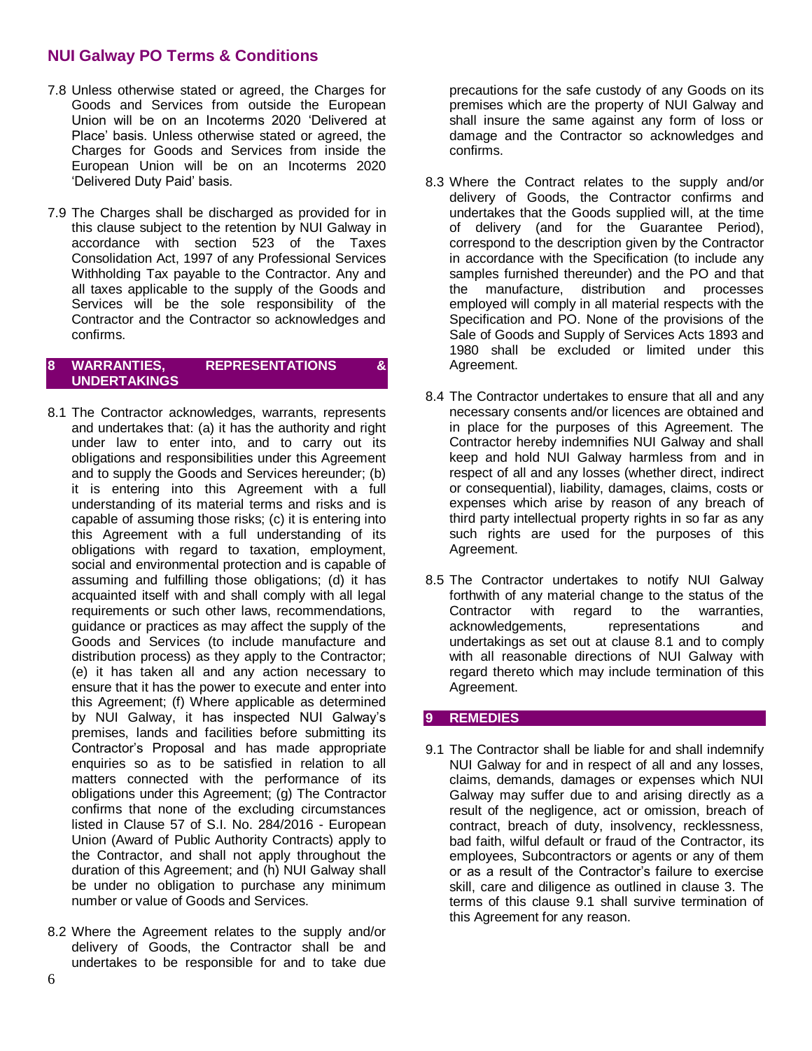7.8 Unless otherwise stated or agreed, the Charges for Goods and Services from outside the European Union will be on an Incoterms 2020 'Delivered at Place' basis. Unless otherwise stated or agreed, the Charges for Goods and Services from inside the European Union will be on an Incoterms 2020 'Delivered Duty Paid' basis.

7.9 The Charges shall be discharged as provided for in this clause subject to the retention by NUI Galway in accordance with section 523 of the Taxes Consolidation Act, 1997 of any Professional Services Withholding Tax payable to the Contractor. Any and all taxes applicable to the supply of the Goods and Services will be the sole responsibility of the Contractor and the Contractor so acknowledges and confirms.

## 8 WARRANTIES, REPRESENTATIONS & UNDERTAKINGS

8.1 The Contractor acknowledges, warrants, represents and undertakes that: (a) it has the authority and right under law to enter into, and to carry out its obligations and responsibilities under this Agreement and to supply the Goods and Services hereunder; (b) it is entering into this Agreement with a full understanding of its material terms and risks and is capable of assuming those risks; (c) it is entering into this Agreement with a full understanding of its obligations with regard to taxation, employment, social and environmental protection and is capable of assuming and fulfilling those obligations; (d) it has acquainted itself with and shall comply with all legal requirements or such other laws, recommendations, guidance or practices as may affect the supply of the Goods and Services (to include manufacture and distribution process) as they apply to the Contractor; (e) it has taken all and any action necessary to ensure that it has the power to execute and enter into this Agreement; (f) Where applicable as determined by NUI Galway, it has inspected NUI Galway's premises, lands and facilities before submitting its Contractor's Proposal and has made appropriate enquiries so as to be satisfied in relation to all matters connected with the performance of its obligations under this Agreement; (g) The Contractor confirms that none of the excluding circumstances listed in Clause 57 of S.I. No. 284/2016 - European Union (Award of Public Authority Contracts) apply to the Contractor, and shall not apply throughout the duration of this Agreement; and (h) NUI Galway shall be under no obligation to purchase any minimum number or value of Goods and Services.

8.2 Where the Agreement relates to the supply and/or delivery of Goods, the Contractor shall be and undertakes to be responsible for and to take due precautions for the safe custody of any Goods on its premises which are the property of NUI Galway and shall insure the same against any form of loss or damage and the Contractor so acknowledges and confirms.

8.3 Where the Contract relates to the supply and/or delivery of Goods, the Contractor confirms and undertakes that the Goods supplied will, at the time of delivery (and for the Guarantee Period), correspond to the description given by the Contractor in accordance with the Specification (to include any samples furnished thereunder) and the PO and that the manufacture, distribution and processes employed will comply in all material respects with the Specification and PO. None of the provisions of the Sale of Goods and Supply of Services Acts 1893 and 1980 shall be excluded or limited under this Agreement.

8.4 The Contractor undertakes to ensure that all and any necessary consents and/or licences are obtained and in place for the purposes of this Agreement. The Contractor hereby indemnifies NUI Galway and shall keep and hold NUI Galway harmless from and in respect of all and any losses (whether direct, indirect or consequential), liability, damages, claims, costs or expenses which arise by reason of any breach of third party intellectual property rights in so far as any such rights are used for the purposes of this Agreement.

8.5 The Contractor undertakes to notify NUI Galway forthwith of any material change to the status of the Contractor with regard to the warranties, acknowledgements, representations and undertakings as set out at clause 8.1 and to comply with all reasonable directions of NUI Galway with regard thereto which may include termination of this Agreement.

## 9 REMEDIES

9.1 The Contractor shall be liable for and shall indemnify NUI Galway for and in respect of all and any losses, claims, demands, damages or expenses which NUI Galway may suffer due to and arising directly as a result of the negligence, act or omission, breach of contract, breach of duty, insolvency, recklessness, bad faith, wilful default or fraud of the Contractor, its employees, Subcontractors or agents or any of them or as a result of the Contractor's failure to exercise skill, care and diligence as outlined in clause 3. The terms of this clause 9.1 shall survive termination of this Agreement for any reason.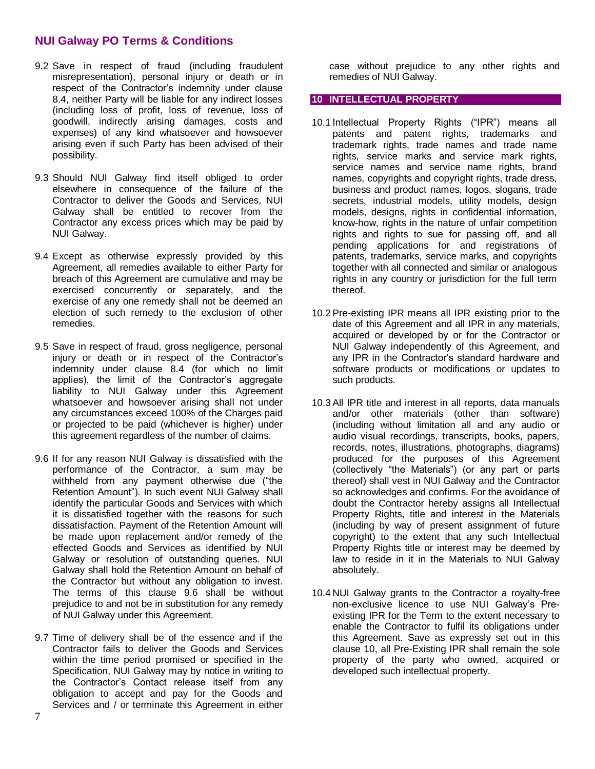9.2 Save in respect of fraud (including fraudulent misrepresentation), personal injury or death or in respect of the Contractor's indemnity under clause 8.4, neither Party will be liable for any indirect losses (including loss of profit, loss of revenue, loss of goodwill, indirectly arising damages, costs and expenses) of any kind whatsoever and howsoever arising even if such Party has been advised of their possibility.

9.3 Should NUI Galway find itself obliged to order elsewhere in consequence of the failure of the Contractor to deliver the Goods and Services, NUI Galway shall be entitled to recover from the Contractor any excess prices which may be paid by NUI Galway.

9.4 Except as otherwise expressly provided by this Agreement, all remedies available to either Party for breach of this Agreement are cumulative and may be exercised concurrently or separately, and the exercise of any one remedy shall not be deemed an election of such remedy to the exclusion of other remedies.

9.5 Save in respect of fraud, gross negligence, personal injury or death or in respect of the Contractor's indemnity under clause 8.4 (for which no limit applies), the limit of the Contractor's aggregate liability to NUI Galway under this Agreement whatsoever and howsoever arising shall not under any circumstances exceed 100% of the Charges paid or projected to be paid (whichever is higher) under this agreement regardless of the number of claims.

9.6 If for any reason NUI Galway is dissatisfied with the performance of the Contractor, a sum may be withheld from any payment otherwise due ("the Retention Amount"). In such event NUI Galway shall identify the particular Goods and Services with which it is dissatisfied together with the reasons for such dissatisfaction. Payment of the Retention Amount will be made upon replacement and/or remedy of the effected Goods and Services as identified by NUI Galway or resolution of outstanding queries. NUI Galway shall hold the Retention Amount on behalf of the Contractor but without any obligation to invest. The terms of this clause 9.6 shall be without prejudice to and not be in substitution for any remedy of NUI Galway under this Agreement.

9.7 Time of delivery shall be of the essence and if the Contractor fails to deliver the Goods and Services within the time period promised or specified in the Specification, NUI Galway may by notice in writing to the Contractor's Contact release itself from any obligation to accept and pay for the Goods and Services and / or terminate this Agreement in either case without prejudice to any other rights and remedies of NUI Galway.

## 10 INTELLECTUAL PROPERTY

10.1 Intellectual Property Rights ("IPR") means all patents and patent rights, trademarks and trademark rights, trade names and trade name rights, service marks and service mark rights, service names and service name rights, brand names, copyrights and copyright rights, trade dress, business and product names, logos, slogans, trade secrets, industrial models, utility models, design models, designs, rights in confidential information, know-how, rights in the nature of unfair competition rights and rights to sue for passing off, and all pending applications for and registrations of patents, trademarks, service marks, and copyrights together with all connected and similar or analogous rights in any country or jurisdiction for the full term thereof.

10.2 Pre-existing IPR means all IPR existing prior to the date of this Agreement and all IPR in any materials, acquired or developed by or for the Contractor or NUI Galway independently of this Agreement, and any IPR in the Contractor's standard hardware and software products or modifications or updates to such products.

10.3 All IPR title and interest in all reports, data manuals and/or other materials (other than software) (including without limitation all and any audio or audio visual recordings, transcripts, books, papers, records, notes, illustrations, photographs, diagrams) produced for the purposes of this Agreement (collectively "the Materials") (or any part or parts thereof) shall vest in NUI Galway and the Contractor so acknowledges and confirms. For the avoidance of doubt the Contractor hereby assigns all Intellectual Property Rights, title and interest in the Materials (including by way of present assignment of future copyright) to the extent that any such Intellectual Property Rights title or interest may be deemed by law to reside in it in the Materials to NUI Galway absolutely.

10.4 NUI Galway grants to the Contractor a royalty-free non-exclusive licence to use NUI Galway's Pre-existing IPR for the Term to the extent necessary to enable the Contractor to fulfil its obligations under this Agreement. Save as expressly set out in this clause 10, all Pre-Existing IPR shall remain the sole property of the party who owned, acquired or developed such intellectual property.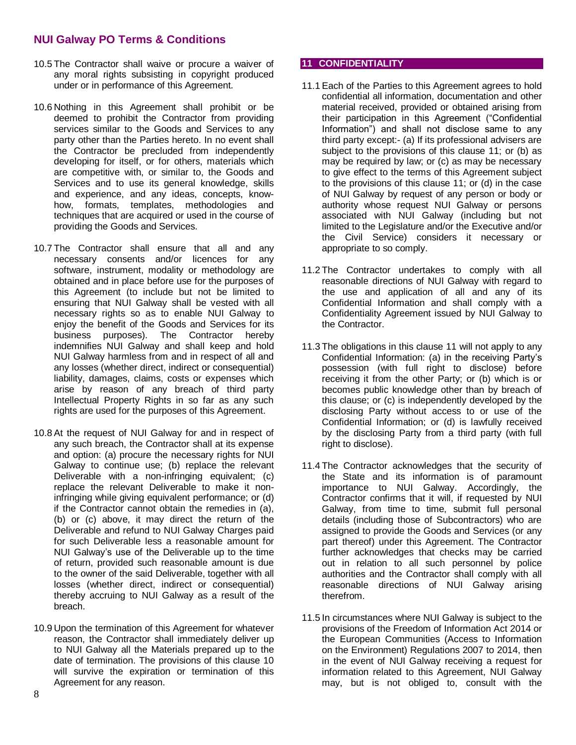10.5 The Contractor shall waive or procure a waiver of any moral rights subsisting in copyright produced under or in performance of this Agreement.

10.6 Nothing in this Agreement shall prohibit or be deemed to prohibit the Contractor from providing services similar to the Goods and Services to any party other than the Parties hereto. In no event shall the Contractor be precluded from independently developing for itself, or for others, materials which are competitive with, or similar to, the Goods and Services and to use its general knowledge, skills and experience, and any ideas, concepts, know-how, formats, templates, methodologies and techniques that are acquired or used in the course of providing the Goods and Services.

10.7 The Contractor shall ensure that all and any necessary consents and/or licences for any software, instrument, modality or methodology are obtained and in place before use for the purposes of this Agreement (to include but not be limited to ensuring that NUI Galway shall be vested with all necessary rights so as to enable NUI Galway to enjoy the benefit of the Goods and Services for its business purposes). The Contractor hereby indemnifies NUI Galway and shall keep and hold NUI Galway harmless from and in respect of all and any losses (whether direct, indirect or consequential) liability, damages, claims, costs or expenses which arise by reason of any breach of third party Intellectual Property Rights in so far as any such rights are used for the purposes of this Agreement.

10.8 At the request of NUI Galway for and in respect of any such breach, the Contractor shall at its expense and option: (a) procure the necessary rights for NUI Galway to continue use; (b) replace the relevant Deliverable with a non-infringing equivalent; (c) replace the relevant Deliverable to make it non-infringing while giving equivalent performance; or (d) if the Contractor cannot obtain the remedies in (a), (b) or (c) above, it may direct the return of the Deliverable and refund to NUI Galway Charges paid for such Deliverable less a reasonable amount for NUI Galway's use of the Deliverable up to the time of return, provided such reasonable amount is due to the owner of the said Deliverable, together with all losses (whether direct, indirect or consequential) thereby accruing to NUI Galway as a result of the breach.

10.9 Upon the termination of this Agreement for whatever reason, the Contractor shall immediately deliver up to NUI Galway all the Materials prepared up to the date of termination. The provisions of this clause 10 will survive the expiration or termination of this Agreement for any reason.

## 11 CONFIDENTIALITY

11.1 Each of the Parties to this Agreement agrees to hold confidential all information, documentation and other material received, provided or obtained arising from their participation in this Agreement ("Confidential Information") and shall not disclose same to any third party except:- (a) If its professional advisers are subject to the provisions of this clause 11; or (b) as may be required by law; or (c) as may be necessary to give effect to the terms of this Agreement subject to the provisions of this clause 11; or (d) in the case of NUI Galway by request of any person or body or authority whose request NUI Galway or persons associated with NUI Galway (including but not limited to the Legislature and/or the Executive and/or the Civil Service) considers it necessary or appropriate to so comply.

11.2 The Contractor undertakes to comply with all reasonable directions of NUI Galway with regard to the use and application of all and any of its Confidential Information and shall comply with a Confidentiality Agreement issued by NUI Galway to the Contractor.

11.3 The obligations in this clause 11 will not apply to any Confidential Information: (a) in the receiving Party's possession (with full right to disclose) before receiving it from the other Party; or (b) which is or becomes public knowledge other than by breach of this clause; or (c) is independently developed by the disclosing Party without access to or use of the Confidential Information; or (d) is lawfully received by the disclosing Party from a third party (with full right to disclose).

11.4 The Contractor acknowledges that the security of the State and its information is of paramount importance to NUI Galway. Accordingly, the Contractor confirms that it will, if requested by NUI Galway, from time to time, submit full personal details (including those of Subcontractors) who are assigned to provide the Goods and Services (or any part thereof) under this Agreement. The Contractor further acknowledges that checks may be carried out in relation to all such personnel by police authorities and the Contractor shall comply with all reasonable directions of NUI Galway arising therefrom.

11.5 In circumstances where NUI Galway is subject to the provisions of the Freedom of Information Act 2014 or the European Communities (Access to Information on the Environment) Regulations 2007 to 2014, then in the event of NUI Galway receiving a request for information related to this Agreement, NUI Galway may, but is not obliged to, consult with the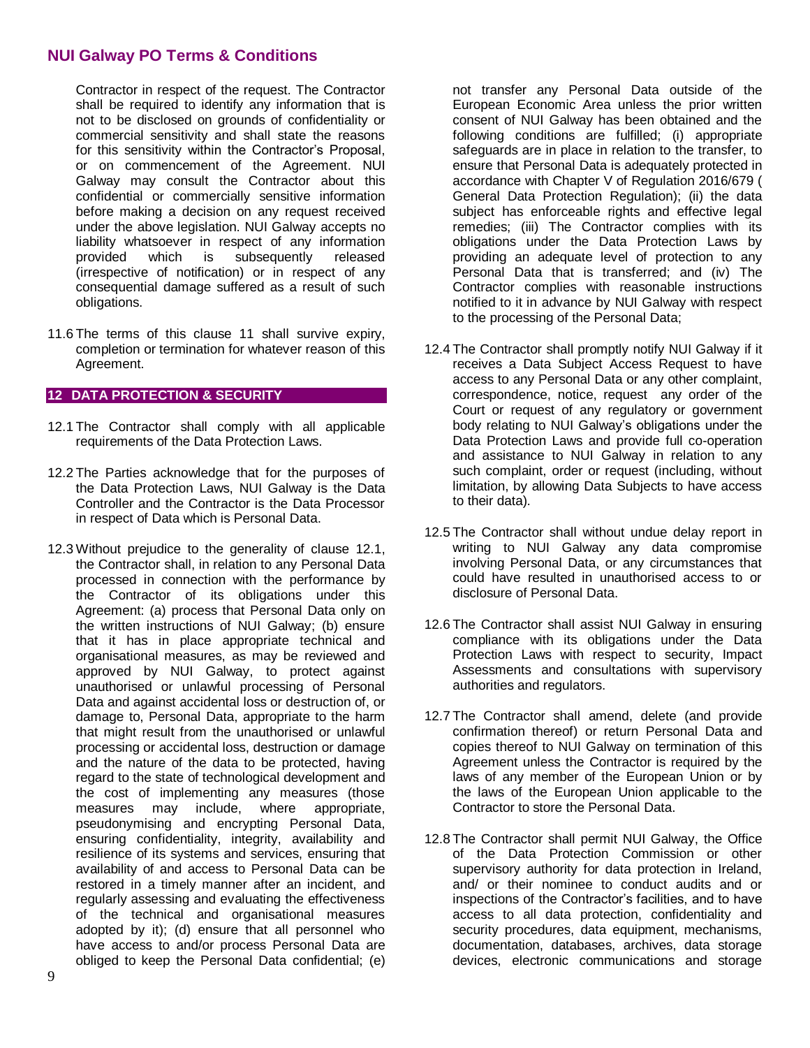Contractor in respect of the request. The Contractor shall be required to identify any information that is not to be disclosed on grounds of confidentiality or commercial sensitivity and shall state the reasons for this sensitivity within the Contractor's Proposal, or on commencement of the Agreement. NUI Galway may consult the Contractor about this confidential or commercially sensitive information before making a decision on any request received under the above legislation. NUI Galway accepts no liability whatsoever in respect of any information provided which is subsequently released (irrespective of notification) or in respect of any consequential damage suffered as a result of such obligations.

11.6 The terms of this clause 11 shall survive expiry, completion or termination for whatever reason of this Agreement.

## 12 DATA PROTECTION & SECURITY

12.1 The Contractor shall comply with all applicable requirements of the Data Protection Laws.

12.2 The Parties acknowledge that for the purposes of the Data Protection Laws, NUI Galway is the Data Controller and the Contractor is the Data Processor in respect of Data which is Personal Data.

12.3 Without prejudice to the generality of clause 12.1, the Contractor shall, in relation to any Personal Data processed in connection with the performance by the Contractor of its obligations under this Agreement: (a) process that Personal Data only on the written instructions of NUI Galway; (b) ensure that it has in place appropriate technical and organisational measures, as may be reviewed and approved by NUI Galway, to protect against unauthorised or unlawful processing of Personal Data and against accidental loss or destruction of, or damage to, Personal Data, appropriate to the harm that might result from the unauthorised or unlawful processing or accidental loss, destruction or damage and the nature of the data to be protected, having regard to the state of technological development and the cost of implementing any measures (those measures may include, where appropriate, pseudonymising and encrypting Personal Data, ensuring confidentiality, integrity, availability and resilience of its systems and services, ensuring that availability of and access to Personal Data can be restored in a timely manner after an incident, and regularly assessing and evaluating the effectiveness of the technical and organisational measures adopted by it); (d) ensure that all personnel who have access to and/or process Personal Data are obliged to keep the Personal Data confidential; (e) not transfer any Personal Data outside of the European Economic Area unless the prior written consent of NUI Galway has been obtained and the following conditions are fulfilled; (i) appropriate safeguards are in place in relation to the transfer, to ensure that Personal Data is adequately protected in accordance with Chapter V of Regulation 2016/679 ( General Data Protection Regulation); (ii) the data subject has enforceable rights and effective legal remedies; (iii) The Contractor complies with its obligations under the Data Protection Laws by providing an adequate level of protection to any Personal Data that is transferred; and (iv) The Contractor complies with reasonable instructions notified to it in advance by NUI Galway with respect to the processing of the Personal Data;

12.4 The Contractor shall promptly notify NUI Galway if it receives a Data Subject Access Request to have access to any Personal Data or any other complaint, correspondence, notice, request any order of the Court or request of any regulatory or government body relating to NUI Galway's obligations under the Data Protection Laws and provide full co-operation and assistance to NUI Galway in relation to any such complaint, order or request (including, without limitation, by allowing Data Subjects to have access to their data).

12.5 The Contractor shall without undue delay report in writing to NUI Galway any data compromise involving Personal Data, or any circumstances that could have resulted in unauthorised access to or disclosure of Personal Data.

12.6 The Contractor shall assist NUI Galway in ensuring compliance with its obligations under the Data Protection Laws with respect to security, Impact Assessments and consultations with supervisory authorities and regulators.

12.7 The Contractor shall amend, delete (and provide confirmation thereof) or return Personal Data and copies thereof to NUI Galway on termination of this Agreement unless the Contractor is required by the laws of any member of the European Union or by the laws of the European Union applicable to the Contractor to store the Personal Data.

12.8 The Contractor shall permit NUI Galway, the Office of the Data Protection Commission or other supervisory authority for data protection in Ireland, and/ or their nominee to conduct audits and or inspections of the Contractor's facilities, and to have access to all data protection, confidentiality and security procedures, data equipment, mechanisms, documentation, databases, archives, data storage devices, electronic communications and storage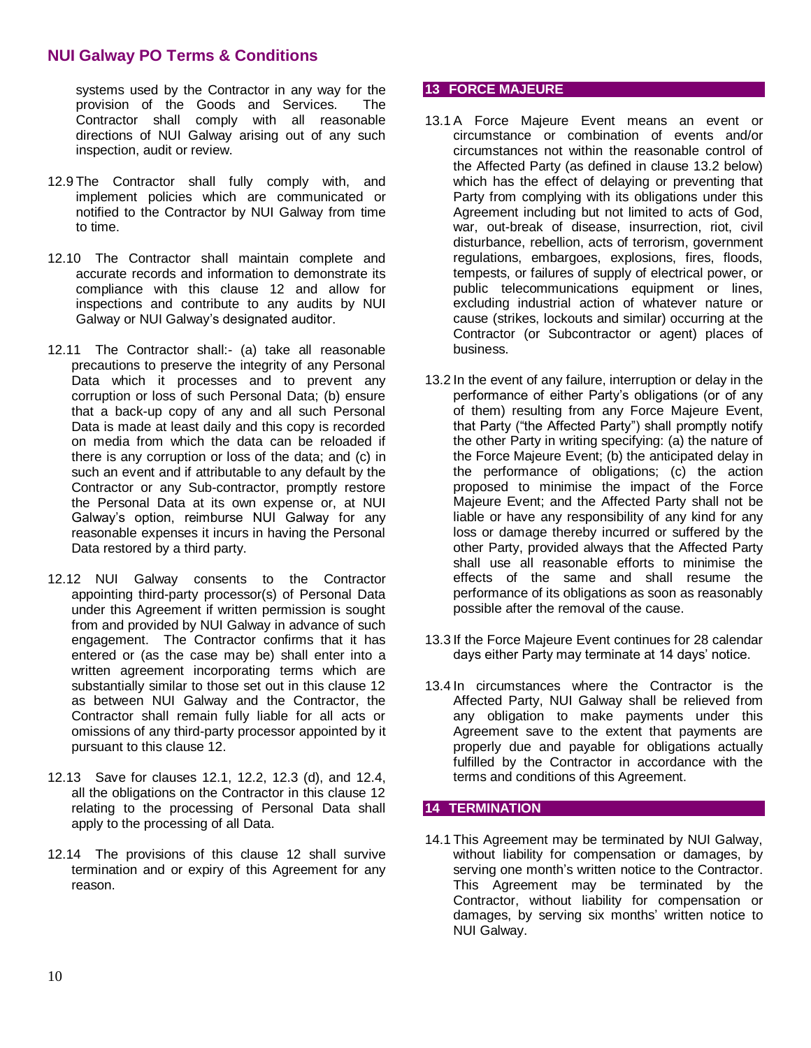systems used by the Contractor in any way for the provision of the Goods and Services. The Contractor shall comply with all reasonable directions of NUI Galway arising out of any such inspection, audit or review.

12.9 The Contractor shall fully comply with, and implement policies which are communicated or notified to the Contractor by NUI Galway from time to time.

12.10 The Contractor shall maintain complete and accurate records and information to demonstrate its compliance with this clause 12 and allow for inspections and contribute to any audits by NUI Galway or NUI Galway's designated auditor.

12.11 The Contractor shall:- (a) take all reasonable precautions to preserve the integrity of any Personal Data which it processes and to prevent any corruption or loss of such Personal Data; (b) ensure that a back-up copy of any and all such Personal Data is made at least daily and this copy is recorded on media from which the data can be reloaded if there is any corruption or loss of the data; and (c) in such an event and if attributable to any default by the Contractor or any Sub-contractor, promptly restore the Personal Data at its own expense or, at NUI Galway's option, reimburse NUI Galway for any reasonable expenses it incurs in having the Personal Data restored by a third party.

12.12 NUI Galway consents to the Contractor appointing third-party processor(s) of Personal Data under this Agreement if written permission is sought from and provided by NUI Galway in advance of such engagement. The Contractor confirms that it has entered or (as the case may be) shall enter into a written agreement incorporating terms which are substantially similar to those set out in this clause 12 as between NUI Galway and the Contractor, the Contractor shall remain fully liable for all acts or omissions of any third-party processor appointed by it pursuant to this clause 12.

12.13 Save for clauses 12.1, 12.2, 12.3 (d), and 12.4, all the obligations on the Contractor in this clause 12 relating to the processing of Personal Data shall apply to the processing of all Data.

12.14 The provisions of this clause 12 shall survive termination and or expiry of this Agreement for any reason.

## 13 FORCE MAJEURE

13.1 A Force Majeure Event means an event or circumstance or combination of events and/or circumstances not within the reasonable control of the Affected Party (as defined in clause 13.2 below) which has the effect of delaying or preventing that Party from complying with its obligations under this Agreement including but not limited to acts of God, war, out-break of disease, insurrection, riot, civil disturbance, rebellion, acts of terrorism, government regulations, embargoes, explosions, fires, floods, tempests, or failures of supply of electrical power, or public telecommunications equipment or lines, excluding industrial action of whatever nature or cause (strikes, lockouts and similar) occurring at the Contractor (or Subcontractor or agent) places of business.

13.2 In the event of any failure, interruption or delay in the performance of either Party's obligations (or of any of them) resulting from any Force Majeure Event, that Party ("the Affected Party") shall promptly notify the other Party in writing specifying: (a) the nature of the Force Majeure Event; (b) the anticipated delay in the performance of obligations; (c) the action proposed to minimise the impact of the Force Majeure Event; and the Affected Party shall not be liable or have any responsibility of any kind for any loss or damage thereby incurred or suffered by the other Party, provided always that the Affected Party shall use all reasonable efforts to minimise the effects of the same and shall resume the performance of its obligations as soon as reasonably possible after the removal of the cause.

13.3 If the Force Majeure Event continues for 28 calendar days either Party may terminate at 14 days' notice.

13.4 In circumstances where the Contractor is the Affected Party, NUI Galway shall be relieved from any obligation to make payments under this Agreement save to the extent that payments are properly due and payable for obligations actually fulfilled by the Contractor in accordance with the terms and conditions of this Agreement.

## 14 TERMINATION

14.1 This Agreement may be terminated by NUI Galway, without liability for compensation or damages, by serving one month's written notice to the Contractor. This Agreement may be terminated by the Contractor, without liability for compensation or damages, by serving six months' written notice to NUI Galway.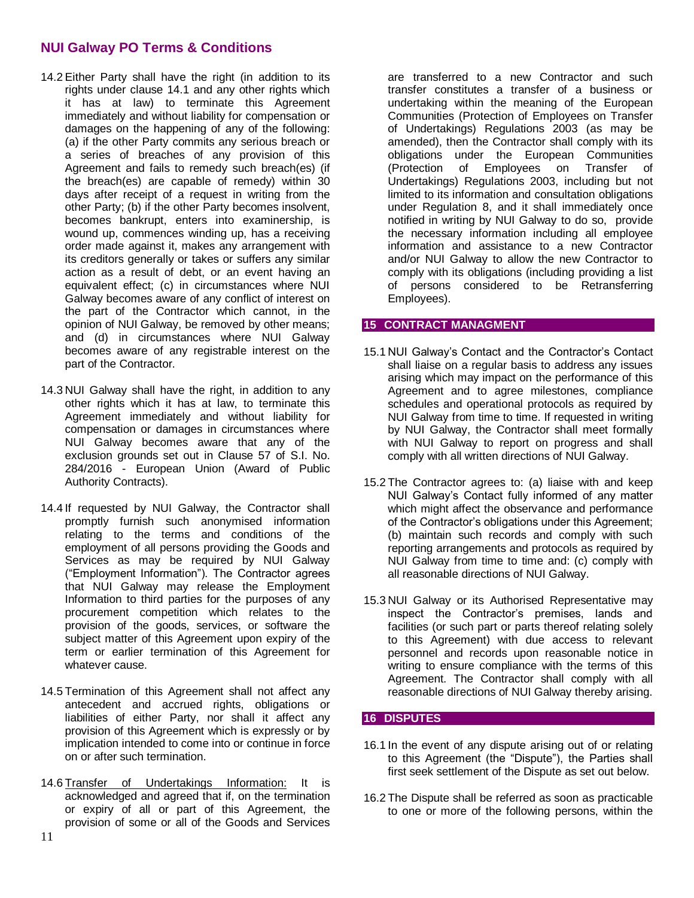14.2 Either Party shall have the right (in addition to its rights under clause 14.1 and any other rights which it has at law) to terminate this Agreement immediately and without liability for compensation or damages on the happening of any of the following: (a) if the other Party commits any serious breach or a series of breaches of any provision of this Agreement and fails to remedy such breach(es) (if the breach(es) are capable of remedy) within 30 days after receipt of a request in writing from the other Party; (b) if the other Party becomes insolvent, becomes bankrupt, enters into examinership, is wound up, commences winding up, has a receiving order made against it, makes any arrangement with its creditors generally or takes or suffers any similar action as a result of debt, or an event having an equivalent effect; (c) in circumstances where NUI Galway becomes aware of any conflict of interest on the part of the Contractor which cannot, in the opinion of NUI Galway, be removed by other means; and (d) in circumstances where NUI Galway becomes aware of any registrable interest on the part of the Contractor.

14.3 NUI Galway shall have the right, in addition to any other rights which it has at law, to terminate this Agreement immediately and without liability for compensation or damages in circumstances where NUI Galway becomes aware that any of the exclusion grounds set out in Clause 57 of S.I. No. 284/2016 - European Union (Award of Public Authority Contracts).

14.4 If requested by NUI Galway, the Contractor shall promptly furnish such anonymised information relating to the terms and conditions of the employment of all persons providing the Goods and Services as may be required by NUI Galway ("Employment Information"). The Contractor agrees that NUI Galway may release the Employment Information to third parties for the purposes of any procurement competition which relates to the provision of the goods, services, or software the subject matter of this Agreement upon expiry of the term or earlier termination of this Agreement for whatever cause.

14.5 Termination of this Agreement shall not affect any antecedent and accrued rights, obligations or liabilities of either Party, nor shall it affect any provision of this Agreement which is expressly or by implication intended to come into or continue in force on or after such termination.

14.6 <u>Transfer of Undertakings Information:</u> It is acknowledged and agreed that if, on the termination or expiry of all or part of this Agreement, the provision of some or all of the Goods and Services are transferred to a new Contractor and such transfer constitutes a transfer of a business or undertaking within the meaning of the European Communities (Protection of Employees on Transfer of Undertakings) Regulations 2003 (as may be amended), then the Contractor shall comply with its obligations under the European Communities (Protection of Employees on Transfer of Undertakings) Regulations 2003, including but not limited to its information and consultation obligations under Regulation 8, and it shall immediately once notified in writing by NUI Galway to do so, provide the necessary information including all employee information and assistance to a new Contractor and/or NUI Galway to allow the new Contractor to comply with its obligations (including providing a list of persons considered to be Retransferring Employees).

## 15 CONTRACT MANAGMENT

15.1 NUI Galway's Contact and the Contractor's Contact shall liaise on a regular basis to address any issues arising which may impact on the performance of this Agreement and to agree milestones, compliance schedules and operational protocols as required by NUI Galway from time to time. If requested in writing by NUI Galway, the Contractor shall meet formally with NUI Galway to report on progress and shall comply with all written directions of NUI Galway.

15.2 The Contractor agrees to: (a) liaise with and keep NUI Galway's Contact fully informed of any matter which might affect the observance and performance of the Contractor's obligations under this Agreement; (b) maintain such records and comply with such reporting arrangements and protocols as required by NUI Galway from time to time and: (c) comply with all reasonable directions of NUI Galway.

15.3 NUI Galway or its Authorised Representative may inspect the Contractor's premises, lands and facilities (or such part or parts thereof relating solely to this Agreement) with due access to relevant personnel and records upon reasonable notice in writing to ensure compliance with the terms of this Agreement. The Contractor shall comply with all reasonable directions of NUI Galway thereby arising.

## 16 DISPUTES

16.1 In the event of any dispute arising out of or relating to this Agreement (the "Dispute"), the Parties shall first seek settlement of the Dispute as set out below.

16.2 The Dispute shall be referred as soon as practicable to one or more of the following persons, within the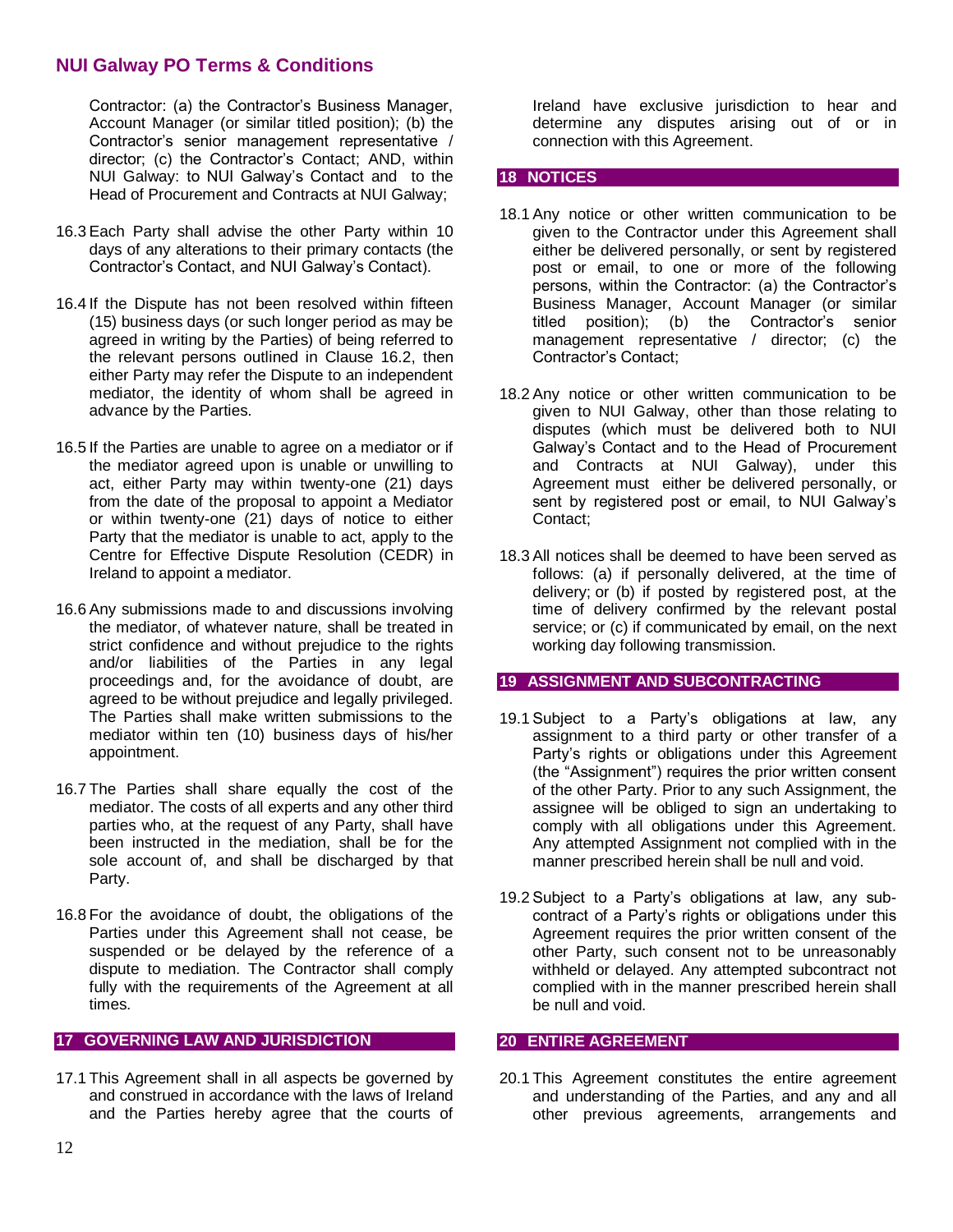Contractor: (a) the Contractor's Business Manager, Account Manager (or similar titled position); (b) the Contractor's senior management representative / director; (c) the Contractor's Contact; AND, within NUI Galway: to NUI Galway's Contact and to the Head of Procurement and Contracts at NUI Galway;

16.3 Each Party shall advise the other Party within 10 days of any alterations to their primary contacts (the Contractor's Contact, and NUI Galway's Contact).

16.4 If the Dispute has not been resolved within fifteen (15) business days (or such longer period as may be agreed in writing by the Parties) of being referred to the relevant persons outlined in Clause 16.2, then either Party may refer the Dispute to an independent mediator, the identity of whom shall be agreed in advance by the Parties.

16.5 If the Parties are unable to agree on a mediator or if the mediator agreed upon is unable or unwilling to act, either Party may within twenty-one (21) days from the date of the proposal to appoint a Mediator or within twenty-one (21) days of notice to either Party that the mediator is unable to act, apply to the Centre for Effective Dispute Resolution (CEDR) in Ireland to appoint a mediator.

16.6 Any submissions made to and discussions involving the mediator, of whatever nature, shall be treated in strict confidence and without prejudice to the rights and/or liabilities of the Parties in any legal proceedings and, for the avoidance of doubt, are agreed to be without prejudice and legally privileged. The Parties shall make written submissions to the mediator within ten (10) business days of his/her appointment.

16.7 The Parties shall share equally the cost of the mediator. The costs of all experts and any other third parties who, at the request of any Party, shall have been instructed in the mediation, shall be for the sole account of, and shall be discharged by that Party.

16.8 For the avoidance of doubt, the obligations of the Parties under this Agreement shall not cease, be suspended or be delayed by the reference of a dispute to mediation. The Contractor shall comply fully with the requirements of the Agreement at all times.

## 17 GOVERNING LAW AND JURISDICTION

17.1 This Agreement shall in all aspects be governed by and construed in accordance with the laws of Ireland and the Parties hereby agree that the courts of Ireland have exclusive jurisdiction to hear and determine any disputes arising out of or in connection with this Agreement.

## 18 NOTICES

18.1 Any notice or other written communication to be given to the Contractor under this Agreement shall either be delivered personally, or sent by registered post or email, to one or more of the following persons, within the Contractor: (a) the Contractor's Business Manager, Account Manager (or similar titled position); (b) the Contractor's senior management representative / director; (c) the Contractor's Contact;

18.2 Any notice or other written communication to be given to NUI Galway, other than those relating to disputes (which must be delivered both to NUI Galway's Contact and to the Head of Procurement and Contracts at NUI Galway), under this Agreement must either be delivered personally, or sent by registered post or email, to NUI Galway's Contact;

18.3 All notices shall be deemed to have been served as follows: (a) if personally delivered, at the time of delivery; or (b) if posted by registered post, at the time of delivery confirmed by the relevant postal service; or (c) if communicated by email, on the next working day following transmission.

## 19 ASSIGNMENT AND SUBCONTRACTING

19.1 Subject to a Party's obligations at law, any assignment to a third party or other transfer of a Party's rights or obligations under this Agreement (the "Assignment") requires the prior written consent of the other Party. Prior to any such Assignment, the assignee will be obliged to sign an undertaking to comply with all obligations under this Agreement. Any attempted Assignment not complied with in the manner prescribed herein shall be null and void.

19.2 Subject to a Party's obligations at law, any sub-contract of a Party's rights or obligations under this Agreement requires the prior written consent of the other Party, such consent not to be unreasonably withheld or delayed. Any attempted subcontract not complied with in the manner prescribed herein shall be null and void.

## 20 ENTIRE AGREEMENT

20.1 This Agreement constitutes the entire agreement and understanding of the Parties, and any and all other previous agreements, arrangements and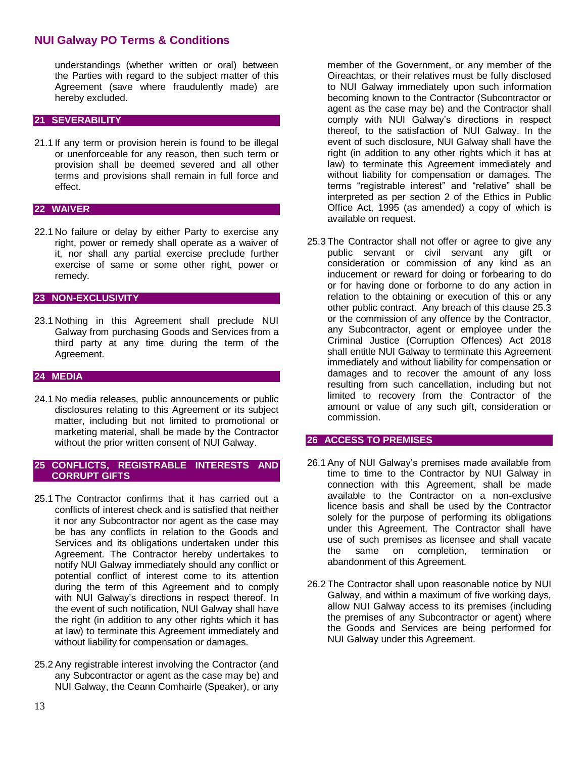understandings (whether written or oral) between the Parties with regard to the subject matter of this Agreement (save where fraudulently made) are hereby excluded.

## 21 SEVERABILITY

21.1 If any term or provision herein is found to be illegal or unenforceable for any reason, then such term or provision shall be deemed severed and all other terms and provisions shall remain in full force and effect.

## 22 WAIVER

22.1 No failure or delay by either Party to exercise any right, power or remedy shall operate as a waiver of it, nor shall any partial exercise preclude further exercise of same or some other right, power or remedy.

## 23 NON-EXCLUSIVITY

23.1 Nothing in this Agreement shall preclude NUI Galway from purchasing Goods and Services from a third party at any time during the term of the Agreement.

## 24 MEDIA

24.1 No media releases, public announcements or public disclosures relating to this Agreement or its subject matter, including but not limited to promotional or marketing material, shall be made by the Contractor without the prior written consent of NUI Galway.

## 25 CONFLICTS, REGISTRABLE INTERESTS AND CORRUPT GIFTS

25.1 The Contractor confirms that it has carried out a conflicts of interest check and is satisfied that neither it nor any Subcontractor nor agent as the case may be has any conflicts in relation to the Goods and Services and its obligations undertaken under this Agreement. The Contractor hereby undertakes to notify NUI Galway immediately should any conflict or potential conflict of interest come to its attention during the term of this Agreement and to comply with NUI Galway's directions in respect thereof. In the event of such notification, NUI Galway shall have the right (in addition to any other rights which it has at law) to terminate this Agreement immediately and without liability for compensation or damages.

25.2 Any registrable interest involving the Contractor (and any Subcontractor or agent as the case may be) and NUI Galway, the Ceann Comhairle (Speaker), or any member of the Government, or any member of the Oireachtas, or their relatives must be fully disclosed to NUI Galway immediately upon such information becoming known to the Contractor (Subcontractor or agent as the case may be) and the Contractor shall comply with NUI Galway's directions in respect thereof, to the satisfaction of NUI Galway. In the event of such disclosure, NUI Galway shall have the right (in addition to any other rights which it has at law) to terminate this Agreement immediately and without liability for compensation or damages. The terms "registrable interest" and "relative" shall be interpreted as per section 2 of the Ethics in Public Office Act, 1995 (as amended) a copy of which is available on request.

25.3 The Contractor shall not offer or agree to give any public servant or civil servant any gift or consideration or commission of any kind as an inducement or reward for doing or forbearing to do or for having done or forborne to do any action in relation to the obtaining or execution of this or any other public contract. Any breach of this clause 25.3 or the commission of any offence by the Contractor, any Subcontractor, agent or employee under the Criminal Justice (Corruption Offences) Act 2018 shall entitle NUI Galway to terminate this Agreement immediately and without liability for compensation or damages and to recover the amount of any loss resulting from such cancellation, including but not limited to recovery from the Contractor of the amount or value of any such gift, consideration or commission.

## 26 ACCESS TO PREMISES

26.1 Any of NUI Galway's premises made available from time to time to the Contractor by NUI Galway in connection with this Agreement, shall be made available to the Contractor on a non-exclusive licence basis and shall be used by the Contractor solely for the purpose of performing its obligations under this Agreement. The Contractor shall have use of such premises as licensee and shall vacate the same on completion, termination or abandonment of this Agreement.

26.2 The Contractor shall upon reasonable notice by NUI Galway, and within a maximum of five working days, allow NUI Galway access to its premises (including the premises of any Subcontractor or agent) where the Goods and Services are being performed for NUI Galway under this Agreement.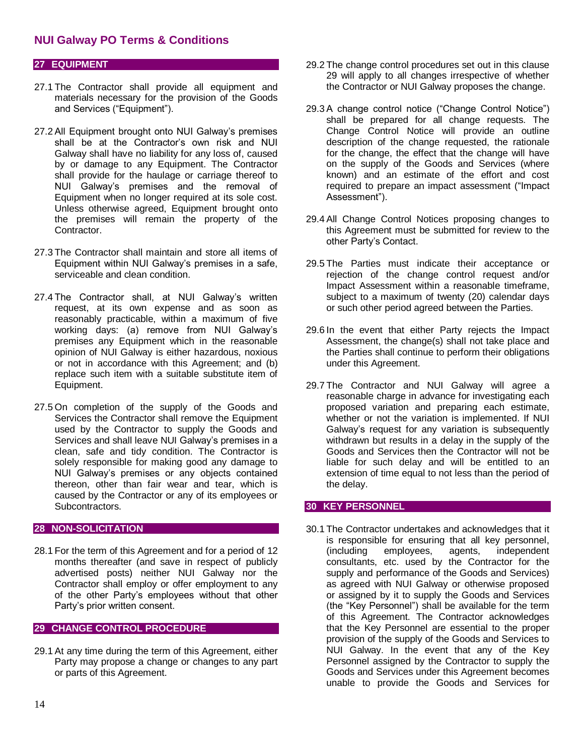## 27 EQUIPMENT

27.1 The Contractor shall provide all equipment and materials necessary for the provision of the Goods and Services ("Equipment").

27.2 All Equipment brought onto NUI Galway's premises shall be at the Contractor's own risk and NUI Galway shall have no liability for any loss of, caused by or damage to any Equipment. The Contractor shall provide for the haulage or carriage thereof to NUI Galway's premises and the removal of Equipment when no longer required at its sole cost. Unless otherwise agreed, Equipment brought onto the premises will remain the property of the Contractor.

27.3 The Contractor shall maintain and store all items of Equipment within NUI Galway's premises in a safe, serviceable and clean condition.

27.4 The Contractor shall, at NUI Galway's written request, at its own expense and as soon as reasonably practicable, within a maximum of five working days: (a) remove from NUI Galway's premises any Equipment which in the reasonable opinion of NUI Galway is either hazardous, noxious or not in accordance with this Agreement; and (b) replace such item with a suitable substitute item of Equipment.

27.5 On completion of the supply of the Goods and Services the Contractor shall remove the Equipment used by the Contractor to supply the Goods and Services and shall leave NUI Galway's premises in a clean, safe and tidy condition. The Contractor is solely responsible for making good any damage to NUI Galway's premises or any objects contained thereon, other than fair wear and tear, which is caused by the Contractor or any of its employees or Subcontractors.

## 28 NON-SOLICITATION

28.1 For the term of this Agreement and for a period of 12 months thereafter (and save in respect of publicly advertised posts) neither NUI Galway nor the Contractor shall employ or offer employment to any of the other Party's employees without that other Party's prior written consent.

## 29 CHANGE CONTROL PROCEDURE

29.1 At any time during the term of this Agreement, either Party may propose a change or changes to any part or parts of this Agreement.

29.2 The change control procedures set out in this clause 29 will apply to all changes irrespective of whether the Contractor or NUI Galway proposes the change.

29.3 A change control notice ("Change Control Notice") shall be prepared for all change requests. The Change Control Notice will provide an outline description of the change requested, the rationale for the change, the effect that the change will have on the supply of the Goods and Services (where known) and an estimate of the effort and cost required to prepare an impact assessment ("Impact Assessment").

29.4 All Change Control Notices proposing changes to this Agreement must be submitted for review to the other Party's Contact.

29.5 The Parties must indicate their acceptance or rejection of the change control request and/or Impact Assessment within a reasonable timeframe, subject to a maximum of twenty (20) calendar days or such other period agreed between the Parties.

29.6 In the event that either Party rejects the Impact Assessment, the change(s) shall not take place and the Parties shall continue to perform their obligations under this Agreement.

29.7 The Contractor and NUI Galway will agree a reasonable charge in advance for investigating each proposed variation and preparing each estimate, whether or not the variation is implemented. If NUI Galway's request for any variation is subsequently withdrawn but results in a delay in the supply of the Goods and Services then the Contractor will not be liable for such delay and will be entitled to an extension of time equal to not less than the period of the delay.

## 30 KEY PERSONNEL

30.1 The Contractor undertakes and acknowledges that it is responsible for ensuring that all key personnel, (including employees, agents, independent consultants, etc. used by the Contractor for the supply and performance of the Goods and Services) as agreed with NUI Galway or otherwise proposed or assigned by it to supply the Goods and Services (the "Key Personnel") shall be available for the term of this Agreement. The Contractor acknowledges that the Key Personnel are essential to the proper provision of the supply of the Goods and Services to NUI Galway. In the event that any of the Key Personnel assigned by the Contractor to supply the Goods and Services under this Agreement becomes unable to provide the Goods and Services for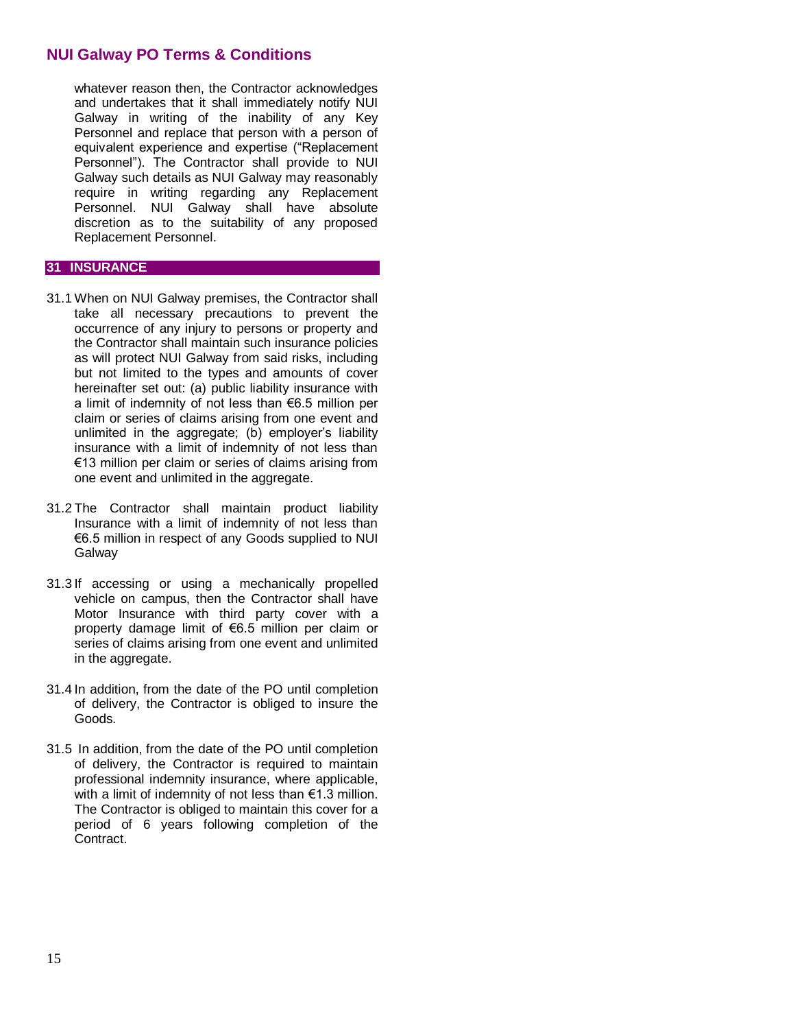whatever reason then, the Contractor acknowledges and undertakes that it shall immediately notify NUI Galway in writing of the inability of any Key Personnel and replace that person with a person of equivalent experience and expertise ("Replacement Personnel"). The Contractor shall provide to NUI Galway such details as NUI Galway may reasonably require in writing regarding any Replacement Personnel. NUI Galway shall have absolute discretion as to the suitability of any proposed Replacement Personnel.

## 31 INSURANCE

31.1 When on NUI Galway premises, the Contractor shall take all necessary precautions to prevent the occurrence of any injury to persons or property and the Contractor shall maintain such insurance policies as will protect NUI Galway from said risks, including but not limited to the types and amounts of cover hereinafter set out: (a) public liability insurance with a limit of indemnity of not less than €6.5 million per claim or series of claims arising from one event and unlimited in the aggregate; (b) employer's liability insurance with a limit of indemnity of not less than €13 million per claim or series of claims arising from one event and unlimited in the aggregate.

31.2 The Contractor shall maintain product liability Insurance with a limit of indemnity of not less than €6.5 million in respect of any Goods supplied to NUI Galway

31.3 If accessing or using a mechanically propelled vehicle on campus, then the Contractor shall have Motor Insurance with third party cover with a property damage limit of €6.5 million per claim or series of claims arising from one event and unlimited in the aggregate.

31.4 In addition, from the date of the PO until completion of delivery, the Contractor is obliged to insure the Goods.

31.5 In addition, from the date of the PO until completion of delivery, the Contractor is required to maintain professional indemnity insurance, where applicable, with a limit of indemnity of not less than €1.3 million. The Contractor is obliged to maintain this cover for a period of 6 years following completion of the Contract.